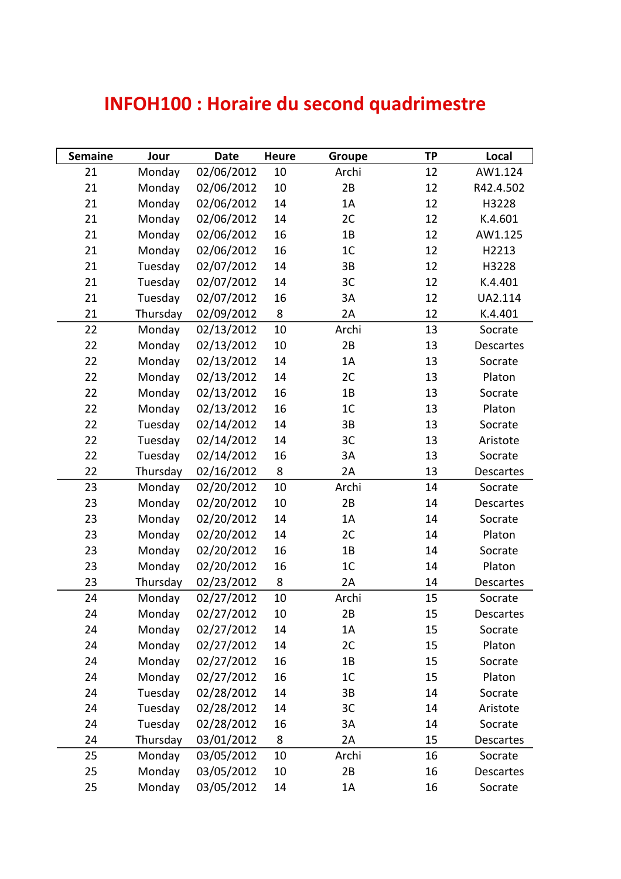# INFOH100 : Horaire du second quadrimestre

| Semaine | Jour | Date | Heure | Groupe | TP | Local |
|---|---|---|---|---|---|---|
| 21 | Monday | 02/06/2012 | 10 | Archi | 12 | AW1.124 |
| 21 | Monday | 02/06/2012 | 10 | 2B | 12 | R42.4.502 |
| 21 | Monday | 02/06/2012 | 14 | 1A | 12 | H3228 |
| 21 | Monday | 02/06/2012 | 14 | 2C | 12 | K.4.601 |
| 21 | Monday | 02/06/2012 | 16 | 1B | 12 | AW1.125 |
| 21 | Monday | 02/06/2012 | 16 | 1C | 12 | H2213 |
| 21 | Tuesday | 02/07/2012 | 14 | 3B | 12 | H3228 |
| 21 | Tuesday | 02/07/2012 | 14 | 3C | 12 | K.4.401 |
| 21 | Tuesday | 02/07/2012 | 16 | 3A | 12 | UA2.114 |
| 21 | Thursday | 02/09/2012 | 8 | 2A | 12 | K.4.401 |
| 22 | Monday | 02/13/2012 | 10 | Archi | 13 | Socrate |
| 22 | Monday | 02/13/2012 | 10 | 2B | 13 | Descartes |
| 22 | Monday | 02/13/2012 | 14 | 1A | 13 | Socrate |
| 22 | Monday | 02/13/2012 | 14 | 2C | 13 | Platon |
| 22 | Monday | 02/13/2012 | 16 | 1B | 13 | Socrate |
| 22 | Monday | 02/13/2012 | 16 | 1C | 13 | Platon |
| 22 | Tuesday | 02/14/2012 | 14 | 3B | 13 | Socrate |
| 22 | Tuesday | 02/14/2012 | 14 | 3C | 13 | Aristote |
| 22 | Tuesday | 02/14/2012 | 16 | 3A | 13 | Socrate |
| 22 | Thursday | 02/16/2012 | 8 | 2A | 13 | Descartes |
| 23 | Monday | 02/20/2012 | 10 | Archi | 14 | Socrate |
| 23 | Monday | 02/20/2012 | 10 | 2B | 14 | Descartes |
| 23 | Monday | 02/20/2012 | 14 | 1A | 14 | Socrate |
| 23 | Monday | 02/20/2012 | 14 | 2C | 14 | Platon |
| 23 | Monday | 02/20/2012 | 16 | 1B | 14 | Socrate |
| 23 | Monday | 02/20/2012 | 16 | 1C | 14 | Platon |
| 23 | Thursday | 02/23/2012 | 8 | 2A | 14 | Descartes |
| 24 | Monday | 02/27/2012 | 10 | Archi | 15 | Socrate |
| 24 | Monday | 02/27/2012 | 10 | 2B | 15 | Descartes |
| 24 | Monday | 02/27/2012 | 14 | 1A | 15 | Socrate |
| 24 | Monday | 02/27/2012 | 14 | 2C | 15 | Platon |
| 24 | Monday | 02/27/2012 | 16 | 1B | 15 | Socrate |
| 24 | Monday | 02/27/2012 | 16 | 1C | 15 | Platon |
| 24 | Tuesday | 02/28/2012 | 14 | 3B | 14 | Socrate |
| 24 | Tuesday | 02/28/2012 | 14 | 3C | 14 | Aristote |
| 24 | Tuesday | 02/28/2012 | 16 | 3A | 14 | Socrate |
| 24 | Thursday | 03/01/2012 | 8 | 2A | 15 | Descartes |
| 25 | Monday | 03/05/2012 | 10 | Archi | 16 | Socrate |
| 25 | Monday | 03/05/2012 | 10 | 2B | 16 | Descartes |
| 25 | Monday | 03/05/2012 | 14 | 1A | 16 | Socrate |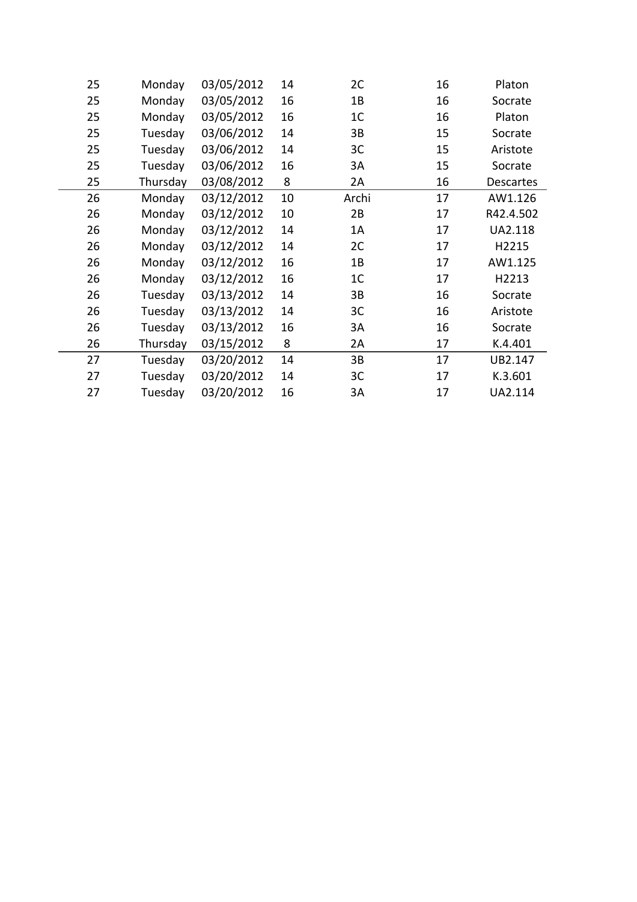| | | | | | | |
|---|---|---|---|---|---|---|
| 25 | Monday | 03/05/2012 | 14 | 2C | 16 | Platon |
| 25 | Monday | 03/05/2012 | 16 | 1B | 16 | Socrate |
| 25 | Monday | 03/05/2012 | 16 | 1C | 16 | Platon |
| 25 | Tuesday | 03/06/2012 | 14 | 3B | 15 | Socrate |
| 25 | Tuesday | 03/06/2012 | 14 | 3C | 15 | Aristote |
| 25 | Tuesday | 03/06/2012 | 16 | 3A | 15 | Socrate |
| 25 | Thursday | 03/08/2012 | 8 | 2A | 16 | Descartes |
| 26 | Monday | 03/12/2012 | 10 | Archi | 17 | AW1.126 |
| 26 | Monday | 03/12/2012 | 10 | 2B | 17 | R42.4.502 |
| 26 | Monday | 03/12/2012 | 14 | 1A | 17 | UA2.118 |
| 26 | Monday | 03/12/2012 | 14 | 2C | 17 | H2215 |
| 26 | Monday | 03/12/2012 | 16 | 1B | 17 | AW1.125 |
| 26 | Monday | 03/12/2012 | 16 | 1C | 17 | H2213 |
| 26 | Tuesday | 03/13/2012 | 14 | 3B | 16 | Socrate |
| 26 | Tuesday | 03/13/2012 | 14 | 3C | 16 | Aristote |
| 26 | Tuesday | 03/13/2012 | 16 | 3A | 16 | Socrate |
| 26 | Thursday | 03/15/2012 | 8 | 2A | 17 | K.4.401 |
| 27 | Tuesday | 03/20/2012 | 14 | 3B | 17 | UB2.147 |
| 27 | Tuesday | 03/20/2012 | 14 | 3C | 17 | K.3.601 |
| 27 | Tuesday | 03/20/2012 | 16 | 3A | 17 | UA2.114 |